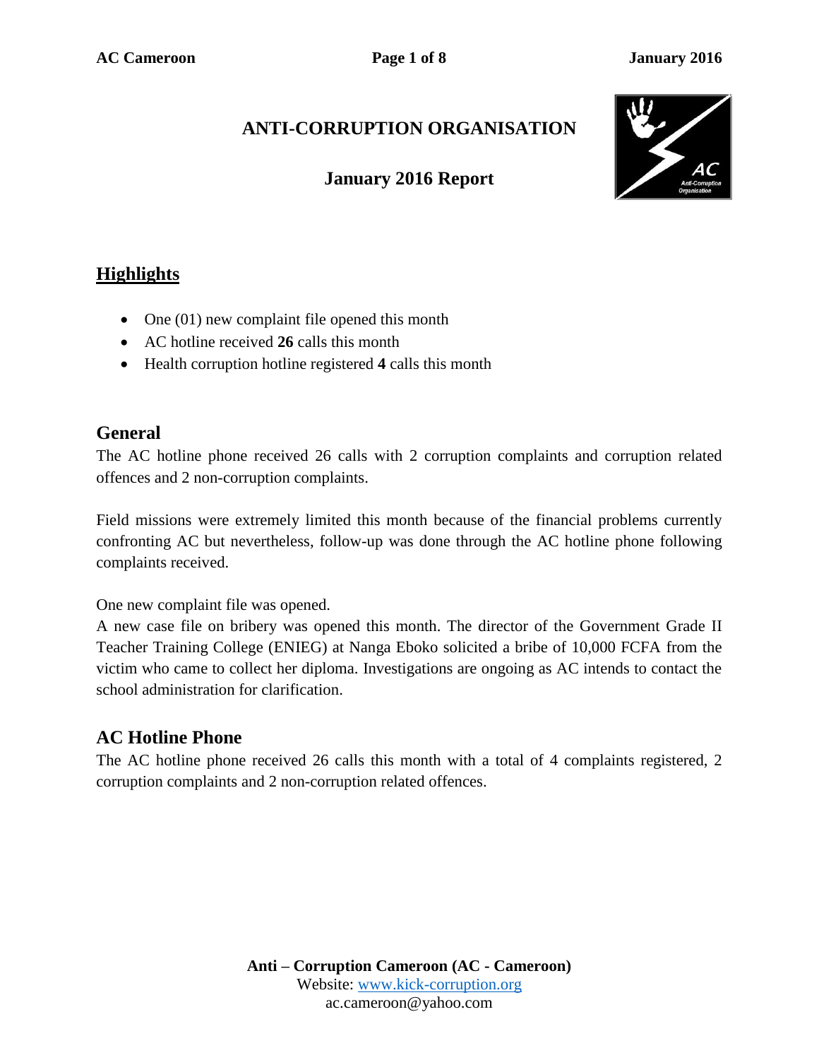# ANTI-CORRUPTION ORGANISATION

## January 2016 Report

## Highlights

- One (01) new complaint file opened this month
- AC hotline received **26** calls this month
- Health corruption hotline registered **4** calls this month

## General

The AC hotline phone received 26 calls with 2 corruption complaints and corruption related offences and 2 non-corruption complaints.

Field missions were extremely limited this month because of the financial problems currently confronting AC but nevertheless, follow-up was done through the AC hotline phone following complaints received.

One new complaint file was opened.

A new case file on bribery was opened this month. The director of the Government Grade II Teacher Training College (ENIEG) at Nanga Eboko solicited a bribe of 10,000 FCFA from the victim who came to collect her diploma. Investigations are ongoing as AC intends to contact the school administration for clarification.

## AC Hotline Phone

The AC hotline phone received 26 calls this month with a total of 4 complaints registered, 2 corruption complaints and 2 non-corruption related offences.

**Anti – Corruption Cameroon (AC - Cameroon)**
Website: www.kick-corruption.org
ac.cameroon@yahoo.com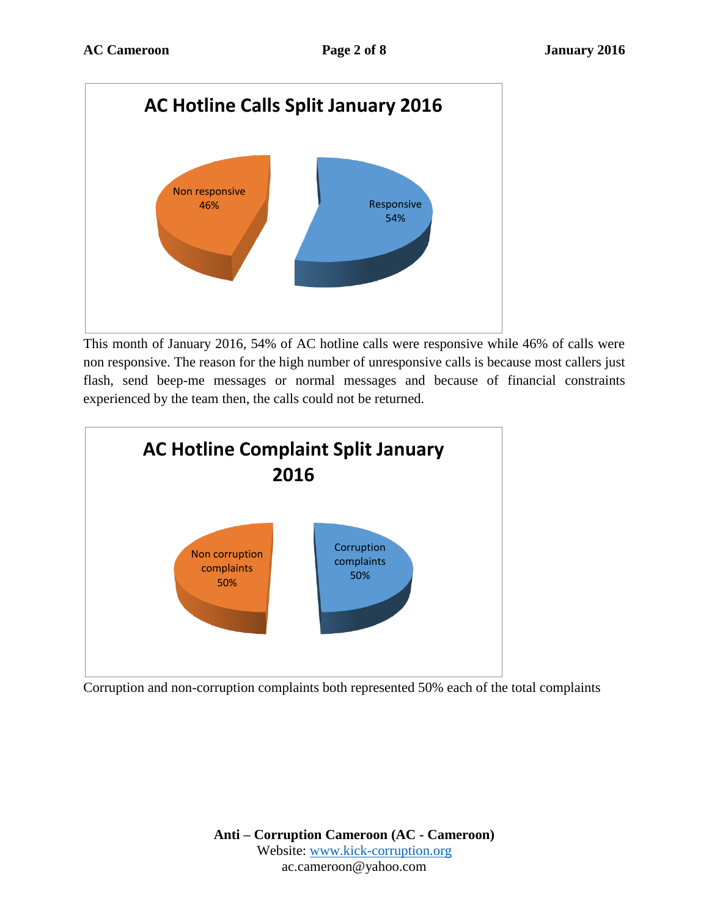**AC Hotline Calls Split January 2016**

Non responsive 46%

Responsive 54%

This month of January 2016, 54% of AC hotline calls were responsive while 46% of calls were non responsive. The reason for the high number of unresponsive calls is because most callers just flash, send beep-me messages or normal messages and because of financial constraints experienced by the team then, the calls could not be returned.

**AC Hotline Complaint Split January 2016**

Non corruption complaints 50%

Corruption complaints 50%

Corruption and non-corruption complaints both represented 50% each of the total complaints

**Anti – Corruption Cameroon (AC - Cameroon)**
Website: www.kick-corruption.org
ac.cameroon@yahoo.com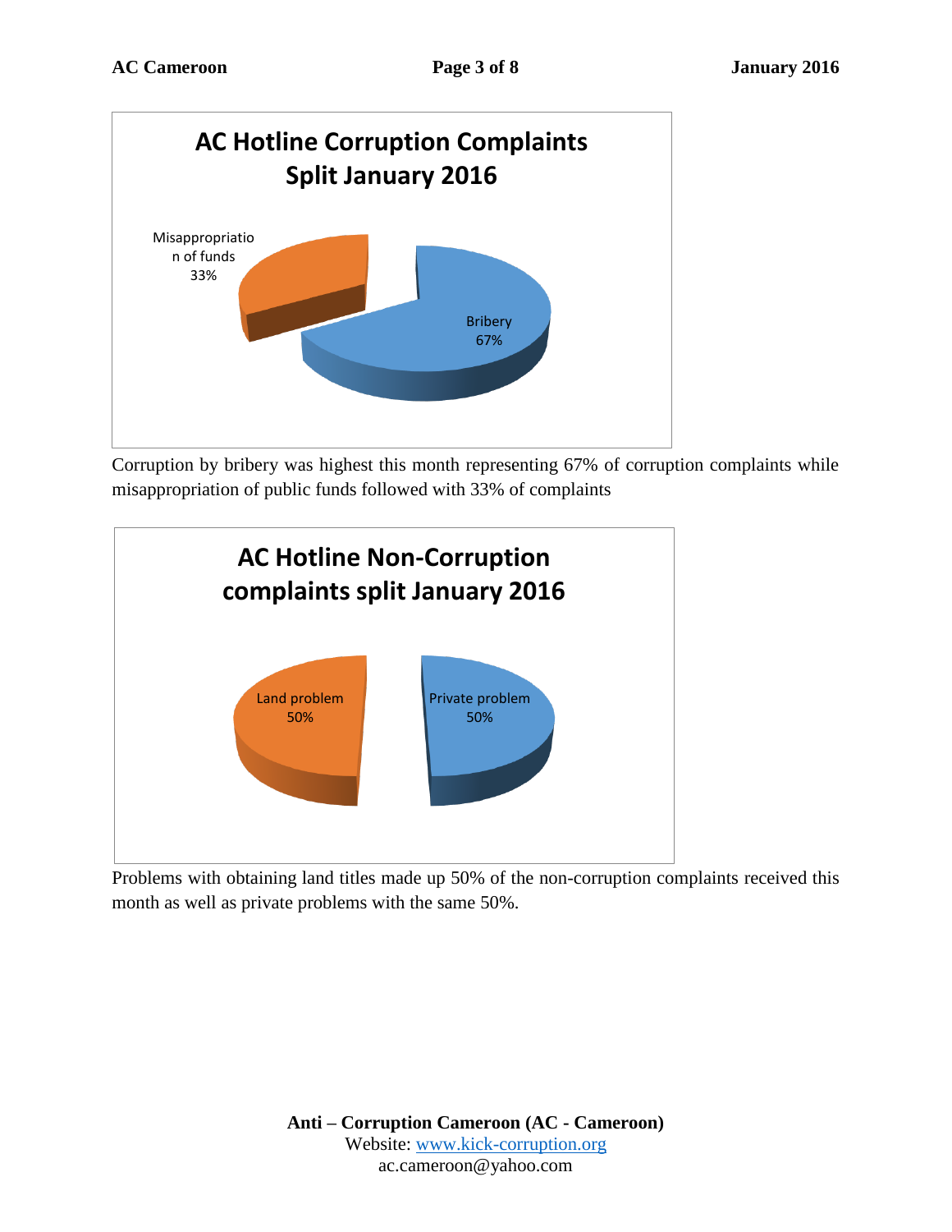**AC Hotline Corruption Complaints Split January 2016**

- Bribery 67%
- Misappropriation of funds 33%

Corruption by bribery was highest this month representing 67% of corruption complaints while misappropriation of public funds followed with 33% of complaints

**AC Hotline Non-Corruption complaints split January 2016**

- Land problem 50%
- Private problem 50%

Problems with obtaining land titles made up 50% of the non-corruption complaints received this month as well as private problems with the same 50%.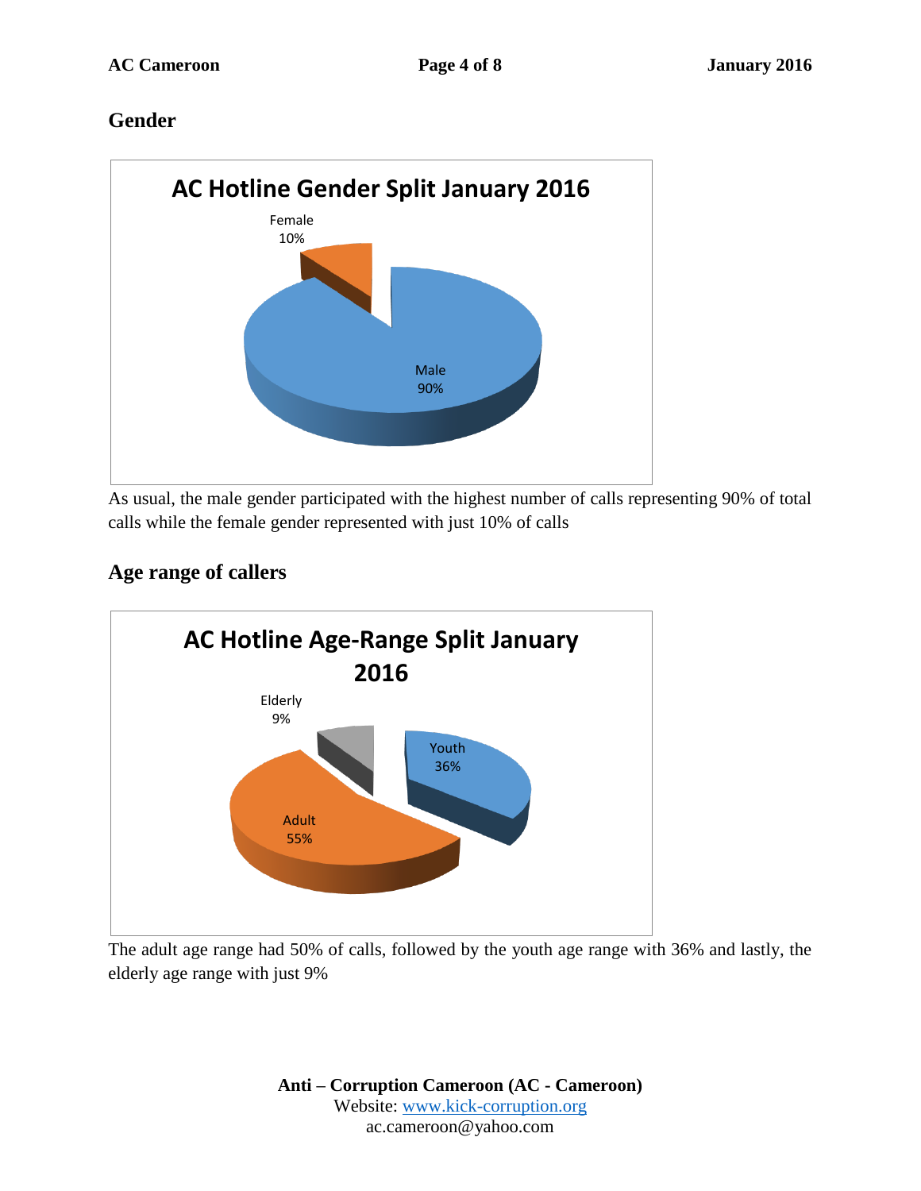## Gender

**AC Hotline Gender Split January 2016**

Female 10%

Male 90%

As usual, the male gender participated with the highest number of calls representing 90% of total calls while the female gender represented with just 10% of calls

## Age range of callers

**AC Hotline Age-Range Split January 2016**

Elderly 9%

Youth 36%

Adult 55%

The adult age range had 50% of calls, followed by the youth age range with 36% and lastly, the elderly age range with just 9%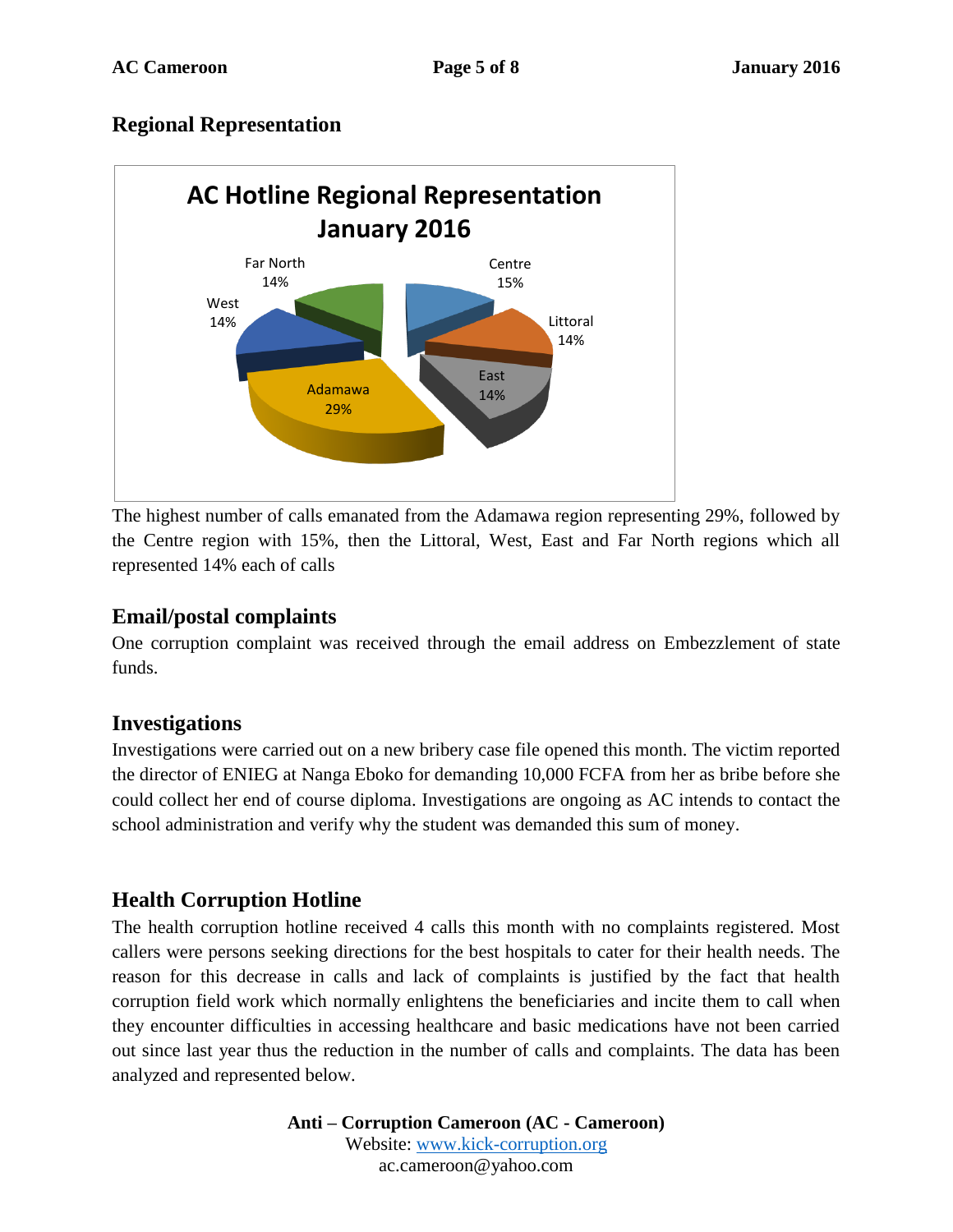## Regional Representation

The highest number of calls emanated from the Adamawa region representing 29%, followed by the Centre region with 15%, then the Littoral, West, East and Far North regions which all represented 14% each of calls

## Email/postal complaints

One corruption complaint was received through the email address on Embezzlement of state funds.

## Investigations

Investigations were carried out on a new bribery case file opened this month. The victim reported the director of ENIEG at Nanga Eboko for demanding 10,000 FCFA from her as bribe before she could collect her end of course diploma. Investigations are ongoing as AC intends to contact the school administration and verify why the student was demanded this sum of money.

## Health Corruption Hotline

The health corruption hotline received 4 calls this month with no complaints registered. Most callers were persons seeking directions for the best hospitals to cater for their health needs. The reason for this decrease in calls and lack of complaints is justified by the fact that health corruption field work which normally enlightens the beneficiaries and incite them to call when they encounter difficulties in accessing healthcare and basic medications have not been carried out since last year thus the reduction in the number of calls and complaints. The data has been analyzed and represented below.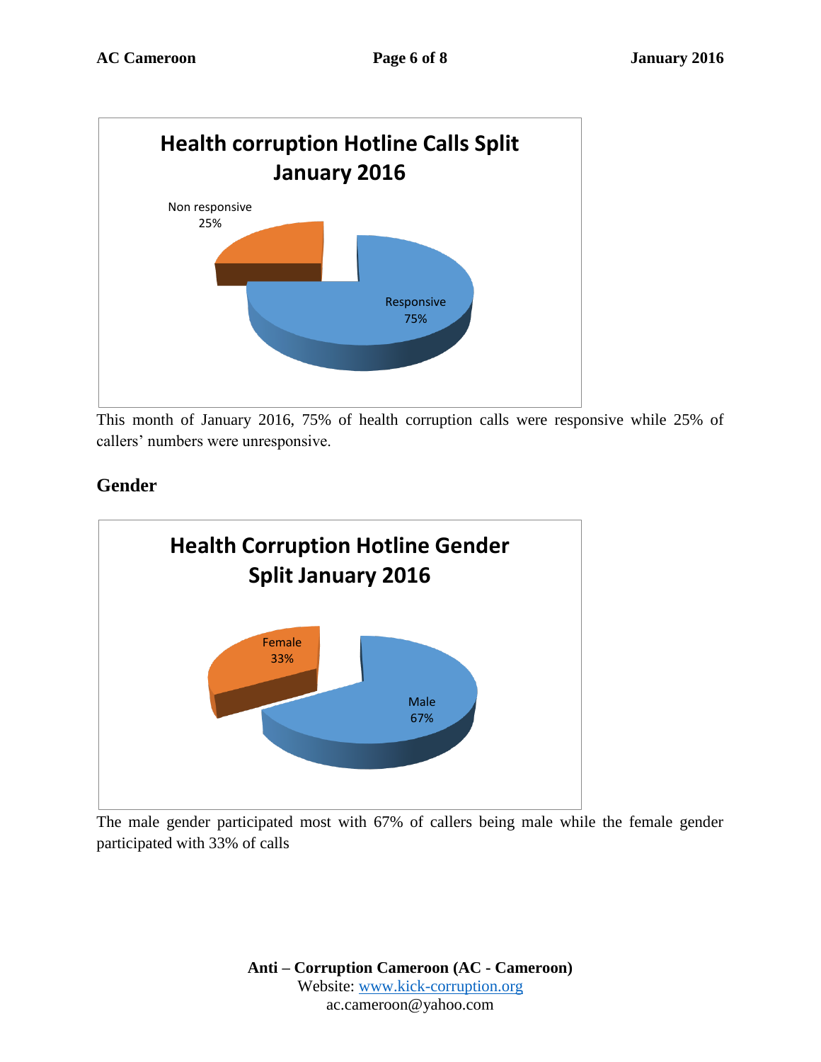**Health corruption Hotline Calls Split January 2016**

Non responsive 25%

Responsive 75%

This month of January 2016, 75% of health corruption calls were responsive while 25% of callers' numbers were unresponsive.

## Gender

**Health Corruption Hotline Gender Split January 2016**

Female 33%

Male 67%

The male gender participated most with 67% of callers being male while the female gender participated with 33% of calls

**Anti – Corruption Cameroon (AC - Cameroon)**
Website: [www.kick-corruption.org](http://www.kick-corruption.org)
ac.cameroon@yahoo.com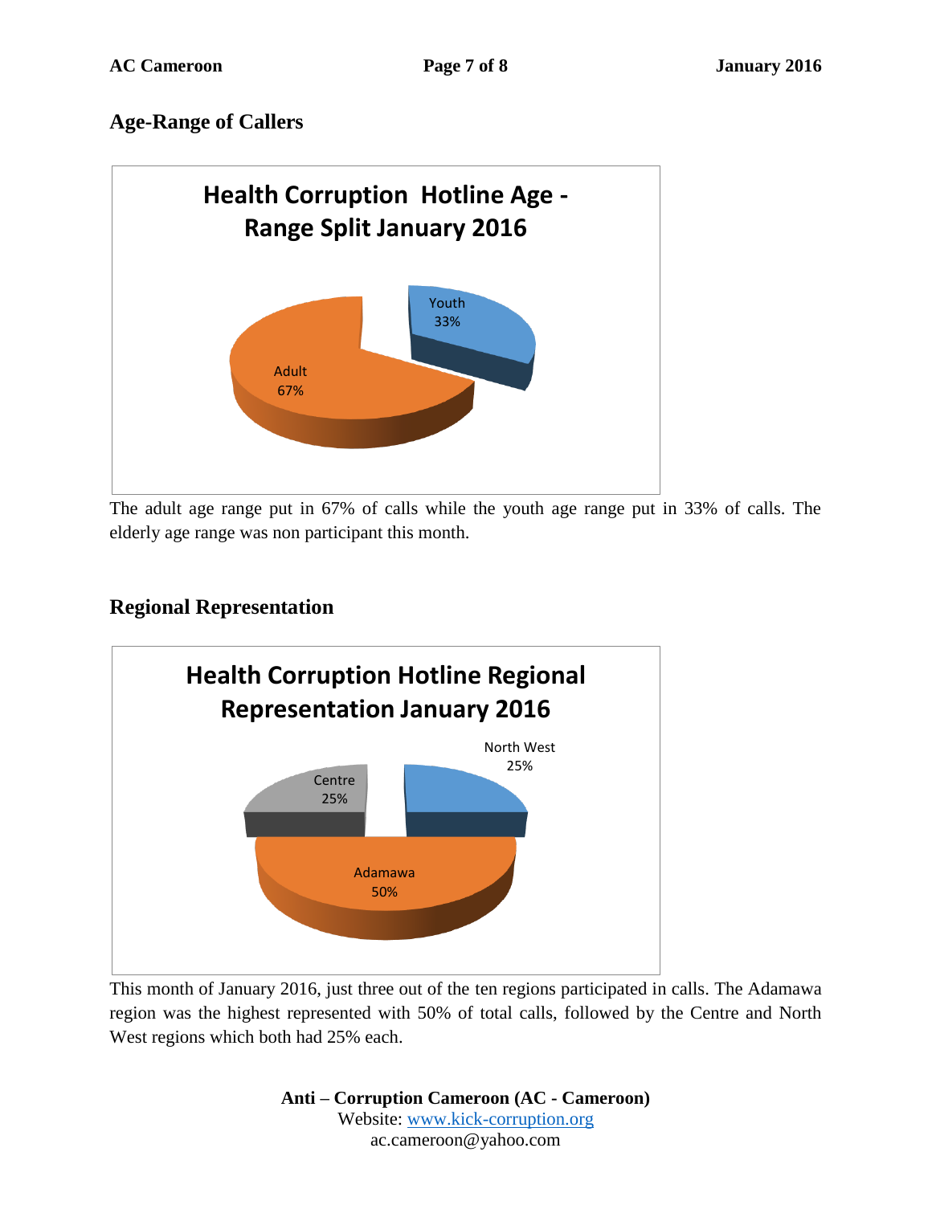## Age-Range of Callers

**Health Corruption Hotline Age - Range Split January 2016**

| Age Range | Share |
|---|---|
| Adult | 67% |
| Youth | 33% |

The adult age range put in 67% of calls while the youth age range put in 33% of calls. The elderly age range was non participant this month.

## Regional Representation

**Health Corruption Hotline Regional Representation January 2016**

| Region | Share |
|---|---|
| Adamawa | 50% |
| Centre | 25% |
| North West | 25% |

This month of January 2016, just three out of the ten regions participated in calls. The Adamawa region was the highest represented with 50% of total calls, followed by the Centre and North West regions which both had 25% each.

**Anti – Corruption Cameroon (AC - Cameroon)**
Website: www.kick-corruption.org
ac.cameroon@yahoo.com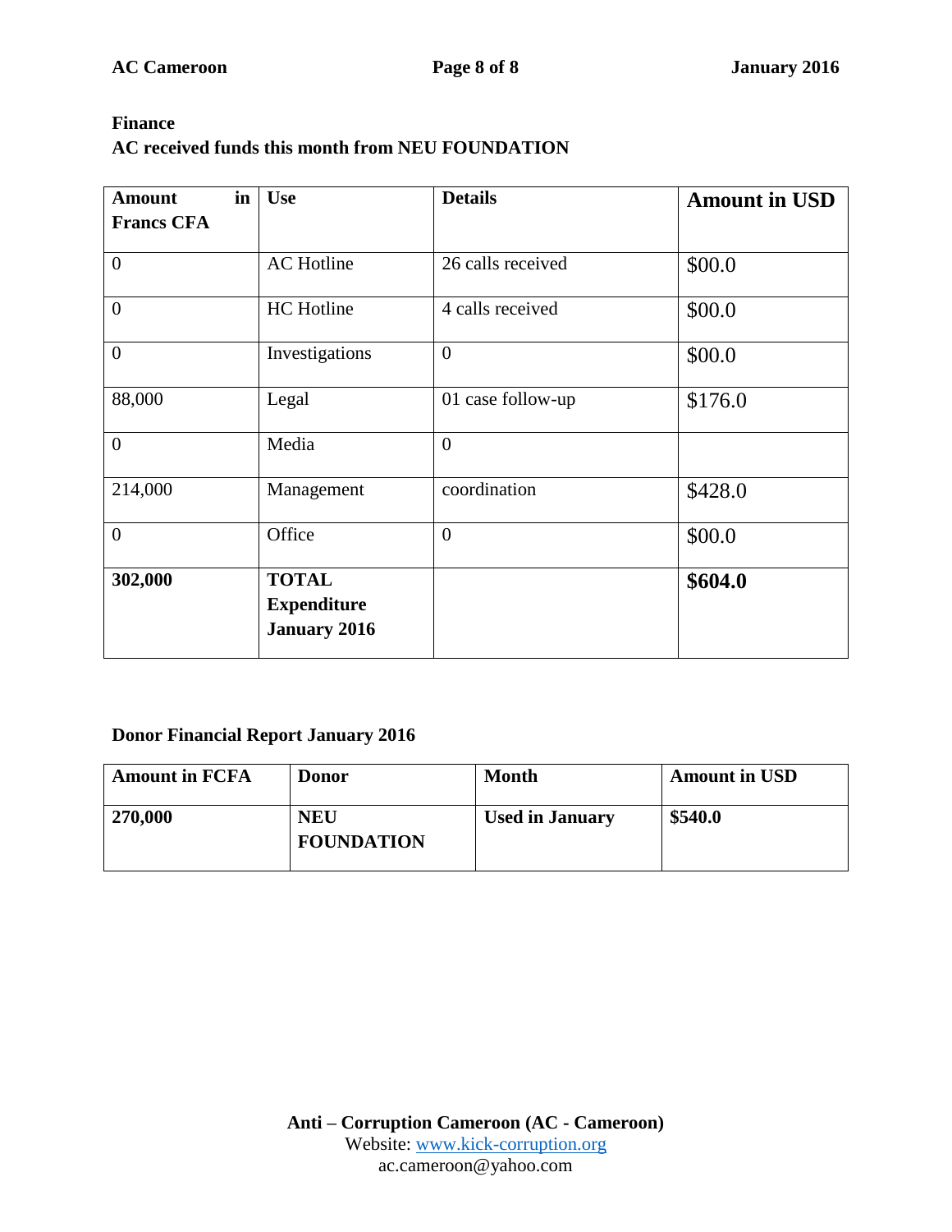**Finance**

**AC received funds this month from NEU FOUNDATION**

| Amount in Francs CFA | Use | Details | Amount in USD |
|---|---|---|---|
| 0 | AC Hotline | 26 calls received | $00.0 |
| 0 | HC Hotline | 4 calls received | $00.0 |
| 0 | Investigations | 0 | $00.0 |
| 88,000 | Legal | 01 case follow-up | $176.0 |
| 0 | Media | 0 | |
| 214,000 | Management | coordination | $428.0 |
| 0 | Office | 0 | $00.0 |
| **302,000** | **TOTAL Expenditure January 2016** | | **$604.0** |

**Donor Financial Report January 2016**

| Amount in FCFA | Donor | Month | Amount in USD |
|---|---|---|---|
| **270,000** | **NEU FOUNDATION** | **Used in January** | **$540.0** |

**Anti – Corruption Cameroon (AC - Cameroon)**
Website: www.kick-corruption.org
ac.cameroon@yahoo.com